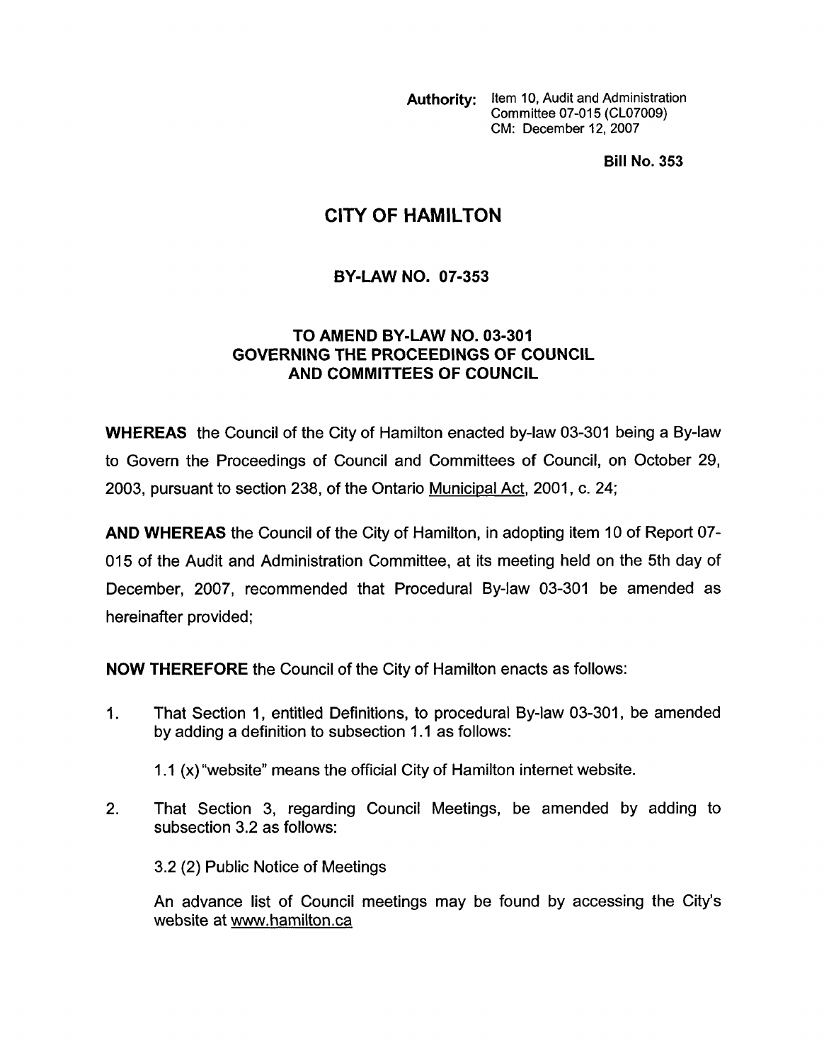**Authority:** Item 10, Audit and Administration Committee 07-015 (CL07009)
CM: December 12, 2007

**Bill No. 353**

# CITY OF HAMILTON

## BY-LAW NO. 07-353

### TO AMEND BY-LAW NO. 03-301 GOVERNING THE PROCEEDINGS OF COUNCIL AND COMMITTEES OF COUNCIL

**WHEREAS** the Council of the City of Hamilton enacted by-law 03-301 being a By-law to Govern the Proceedings of Council and Committees of Council, on October 29, 2003, pursuant to section 238, of the Ontario Municipal Act, 2001, c. 24;

**AND WHEREAS** the Council of the City of Hamilton, in adopting item 10 of Report 07-015 of the Audit and Administration Committee, at its meeting held on the 5th day of December, 2007, recommended that Procedural By-law 03-301 be amended as hereinafter provided;

**NOW THEREFORE** the Council of the City of Hamilton enacts as follows:

1. That Section 1, entitled Definitions, to procedural By-law 03-301, be amended by adding a definition to subsection 1.1 as follows:

   1.1 (x) "website" means the official City of Hamilton internet website.

2. That Section 3, regarding Council Meetings, be amended by adding to subsection 3.2 as follows:

   3.2 (2) Public Notice of Meetings

   An advance list of Council meetings may be found by accessing the City's website at www.hamilton.ca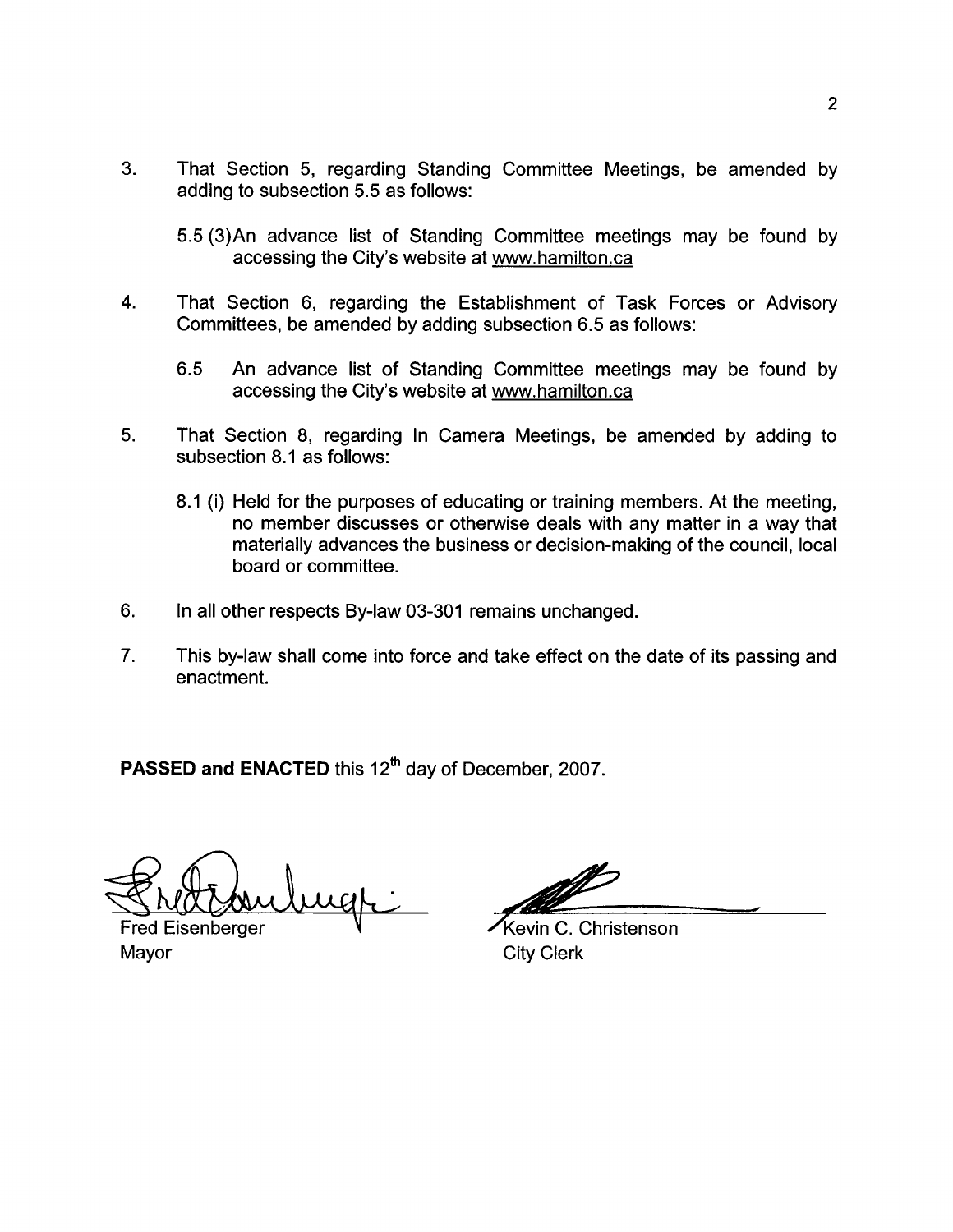3. That Section 5, regarding Standing Committee Meetings, be amended by adding to subsection 5.5 as follows:

   5.5 (3) An advance list of Standing Committee meetings may be found by accessing the City's website at www.hamilton.ca

4. That Section 6, regarding the Establishment of Task Forces or Advisory Committees, be amended by adding subsection 6.5 as follows:

   6.5 An advance list of Standing Committee meetings may be found by accessing the City's website at www.hamilton.ca

5. That Section 8, regarding In Camera Meetings, be amended by adding to subsection 8.1 as follows:

   8.1 (i) Held for the purposes of educating or training members. At the meeting, no member discusses or otherwise deals with any matter in a way that materially advances the business or decision-making of the council, local board or committee.

6. In all other respects By-law 03-301 remains unchanged.

7. This by-law shall come into force and take effect on the date of its passing and enactment.

**PASSED and ENACTED** this 12th day of December, 2007.

| | |
|---|---|
| Fred Eisenberger | Kevin C. Christenson |
| Mayor | City Clerk |